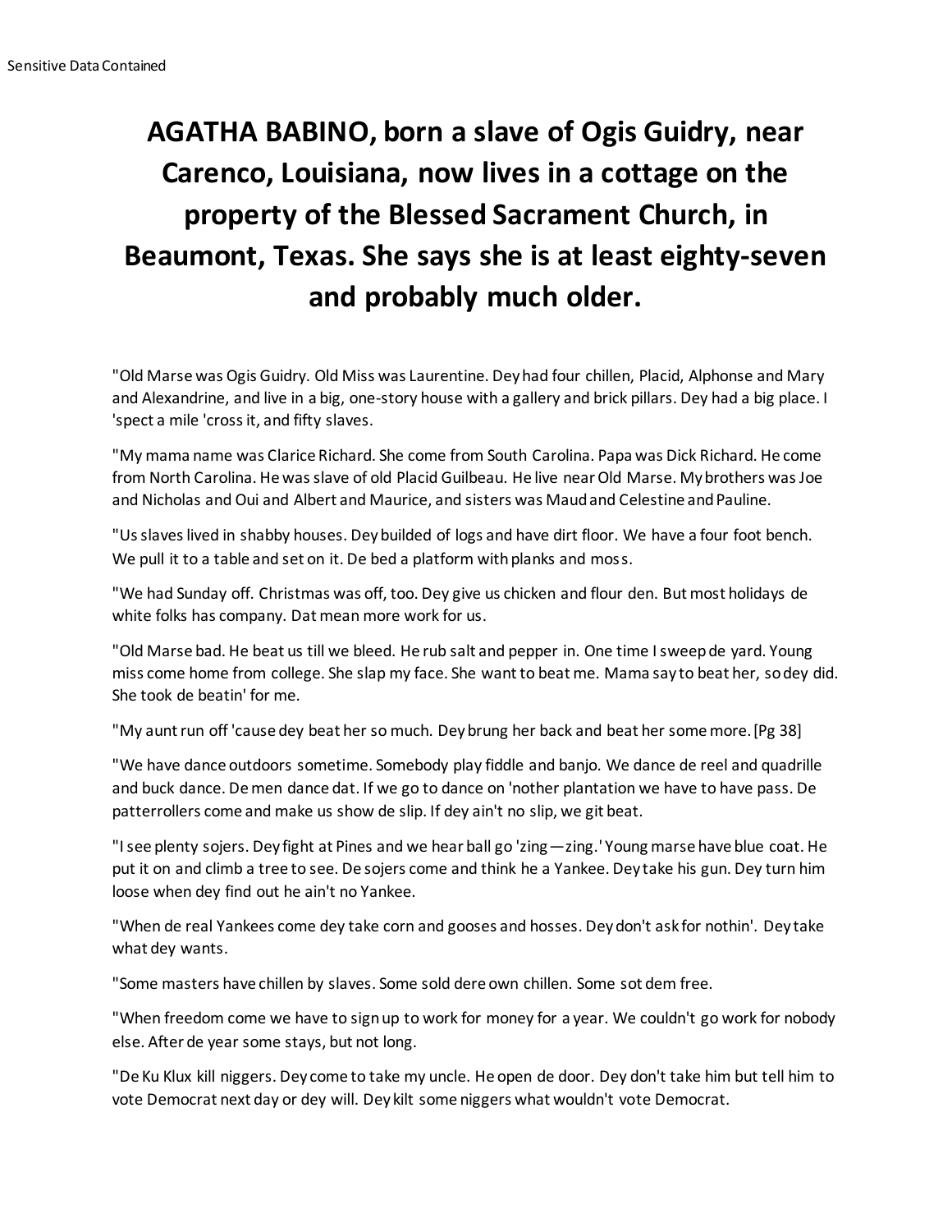# AGATHA BABINO, born a slave of Ogis Guidry, near Carenco, Louisiana, now lives in a cottage on the property of the Blessed Sacrament Church, in Beaumont, Texas. She says she is at least eighty-seven and probably much older.

"Old Marse was Ogis Guidry. Old Miss was Laurentine. Dey had four chillen, Placid, Alphonse and Mary and Alexandrine, and live in a big, one-story house with a gallery and brick pillars. Dey had a big place. I 'spect a mile 'cross it, and fifty slaves.

"My mama name was Clarice Richard. She come from South Carolina. Papa was Dick Richard. He come from North Carolina. He was slave of old Placid Guilbeau. He live near Old Marse. My brothers was Joe and Nicholas and Oui and Albert and Maurice, and sisters was Maud and Celestine and Pauline.

"Us slaves lived in shabby houses. Dey builded of logs and have dirt floor. We have a four foot bench. We pull it to a table and set on it. De bed a platform with planks and moss.

"We had Sunday off. Christmas was off, too. Dey give us chicken and flour den. But most holidays de white folks has company. Dat mean more work for us.

"Old Marse bad. He beat us till we bleed. He rub salt and pepper in. One time I sweep de yard. Young miss come home from college. She slap my face. She want to beat me. Mama say to beat her, so dey did. She took de beatin' for me.

"My aunt run off 'cause dey beat her so much. Dey brung her back and beat her some more. [Pg 38]

"We have dance outdoors sometime. Somebody play fiddle and banjo. We dance de reel and quadrille and buck dance. De men dance dat. If we go to dance on 'nother plantation we have to have pass. De patterrollers come and make us show de slip. If dey ain't no slip, we git beat.

"I see plenty sojers. Dey fight at Pines and we hear ball go 'zing—zing.' Young marse have blue coat. He put it on and climb a tree to see. De sojers come and think he a Yankee. Dey take his gun. Dey turn him loose when dey find out he ain't no Yankee.

"When de real Yankees come dey take corn and gooses and hosses. Dey don't ask for nothin'. Dey take what dey wants.

"Some masters have chillen by slaves. Some sold dere own chillen. Some sot dem free.

"When freedom come we have to sign up to work for money for a year. We couldn't go work for nobody else. After de year some stays, but not long.

"De Ku Klux kill niggers. Dey come to take my uncle. He open de door. Dey don't take him but tell him to vote Democrat next day or dey will. Dey kilt some niggers what wouldn't vote Democrat.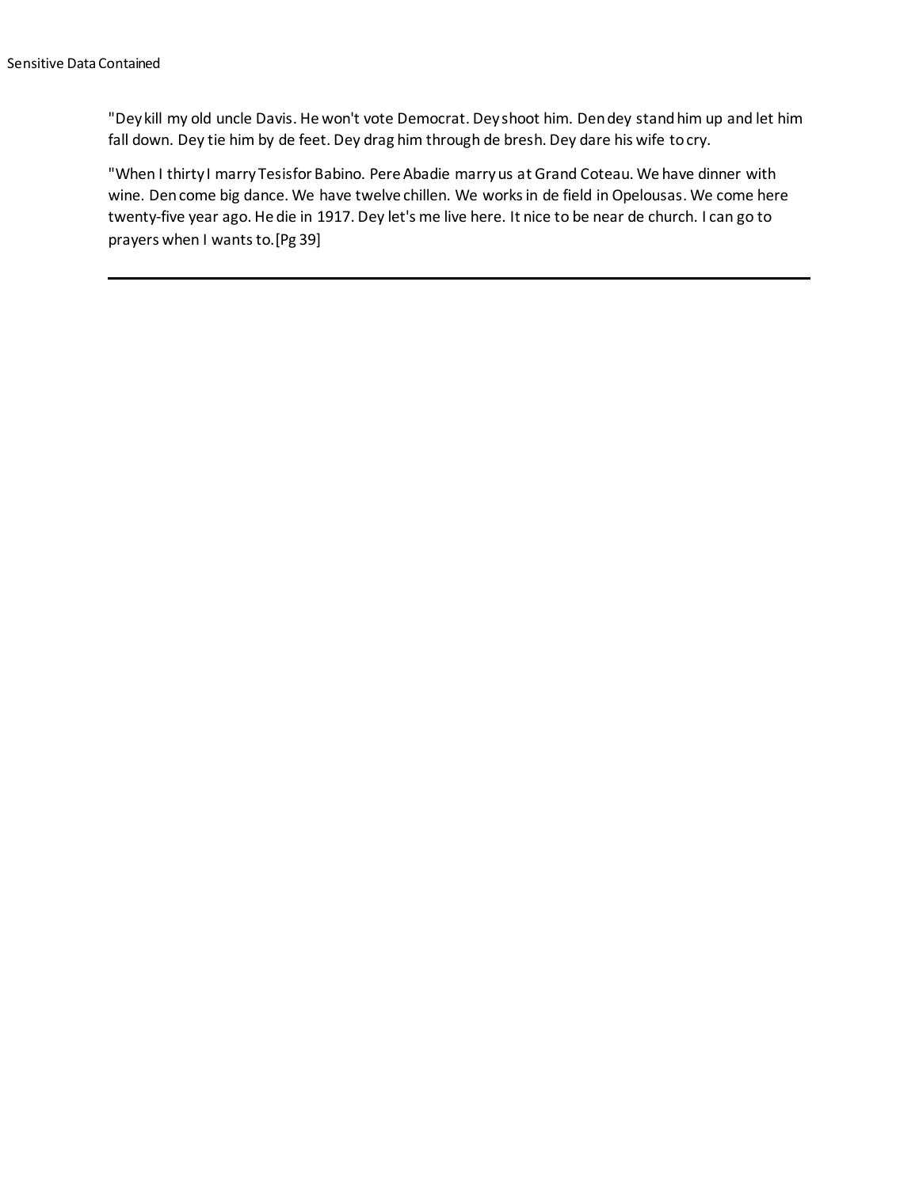"Dey kill my old uncle Davis. He won't vote Democrat. Dey shoot him. Den dey stand him up and let him fall down. Dey tie him by de feet. Dey drag him through de bresh. Dey dare his wife to cry.

"When I thirty I marry Tesisfor Babino. Pere Abadie marry us at Grand Coteau. We have dinner with wine. Den come big dance. We have twelve chillen. We works in de field in Opelousas. We come here twenty-five year ago. He die in 1917. Dey let's me live here. It nice to be near de church. I can go to prayers when I wants to.[Pg 39]

---